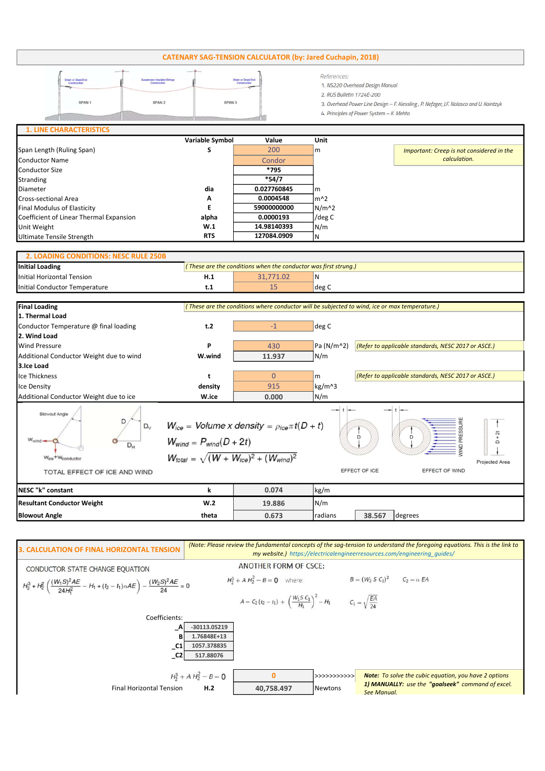# CATENARY SAG-TENSION CALCULATOR (by: Jared Cuchapin, 2018)

*References:*

1. *NS220 Overhead Design Manual*
2. *RUS Bulletin 1724E-200*
3. *Overhead Power Line Design – F. Kiessling, P. Nefzger, J.F. Nolasco and U. Kaintzyk*
4. *Principles of Power System – K. Mehta*

## 1. LINE CHARACTERISTICS

| | Variable Symbol | Value | Unit |
|---|---|---|---|
| Span Length (Ruling Span) | S | 200 | m |
| Conductor Name | | Condor | |
| Conductor Size | | *795 | |
| Stranding | | *54/7 | |
| Diameter | dia | 0.027760845 | m |
| Cross-sectional Area | A | 0.0004548 | m^2 |
| Final Modulus of Elasticity | E | 59000000000 | N/m^2 |
| Coefficient of Linear Thermal Expansion | alpha | 0.0000193 | /deg C |
| Unit Weight | W.1 | 14.98140393 | N/m |
| Ultimate Tensile Strength | RTS | 127084.0909 | N |

*Important: Creep is not considered in the calculation.*

## 2. LOADING CONDITIONS: NESC RULE 250B

| | | | | |
|---|---|---|---|---|
| **Initial Loading** | *( These are the conditions when the conductor was first strung.)* | | | |
| Initial Horizontal Tension | H.1 | 31,771.02 | N | |
| Initial Conductor Temperature | t.1 | 15 | deg C | |

| | | | | |
|---|---|---|---|---|
| **Final Loading** | *( These are the conditions where conductor will be subjected to wind, ice or max temperature.)* | | | |
| **1. Thermal Load** | | | | |
| Conductor Temperature @ final loading | t.2 | -1 | deg C | |
| **2. Wind Load** | | | | |
| Wind Pressure | P | 430 | Pa (N/m^2) | *(Refer to applicable standards, NESC 2017 or ASCE.)* |
| Additional Conductor Weight due to wind | W.wind | 11.937 | N/m | |
| **3.Ice Load** | | | | |
| Ice Thickness | t | 0 | m | *(Refer to applicable standards, NESC 2017 or ASCE.)* |
| Ice Density | density | 915 | kg/m^3 | |
| Additional Conductor Weight due to ice | W.ice | 0.000 | N/m | |

TOTAL EFFECT OF ICE AND WIND

$$W_{ice} = Volume \times density = \rho_{ice}\pi t(D+t)$$

$$W_{wind} = P_{wind}(D+2t)$$

$$W_{total} = \sqrt{(W+W_{ice})^2 + (W_{wind})^2}$$

EFFECT OF ICE &nbsp;&nbsp;&nbsp; EFFECT OF WIND &nbsp;&nbsp;&nbsp; Projected Area

| | | | | | |
|---|---|---|---|---|---|
| **NESC "k" constant** | k | 0.074 | kg/m | | |
| **Resultant Conductor Weight** | W.2 | 19.886 | N/m | | |
| **Blowout Angle** | theta | 0.673 | radians | 38.567 | degrees |

## 3. CALCULATION OF FINAL HORIZONTAL TENSION

*(Note: Please review the fundamental concepts of the sag-tension to understand the foregoing equations. This is the link to my website.) https://electricalengineerresources.com/engineering_guides/*

CONDUCTOR STATE CHANGE EQUATION

$$H_2^3 + H_2^2\left(\frac{(W_1S)^2AE}{24H_1^2} - H_1 + (t_2 - t_1)\alpha AE\right) - \frac{(W_2S)^2AE}{24} = 0$$

ANOTHER FORM OF CSCE:

$$H_2^3 + A\,H_2^2 - B = 0 \quad \text{where:} \quad B = (W_2\,S\,C_1)^2 \quad C_2 = \alpha\,EA$$

$$A = C_2(t_2 - t_1) + \left(\frac{W_1 S\,C_1}{H_1}\right)^2 - H_1 \qquad C_1 = \sqrt{\frac{EA}{24}}$$

Coefficients:

| | |
|---|---|
| _A | -30113.05219 |
| B | 1.76848E+13 |
| _C1 | 1057.378835 |
| _C2 | 517.88076 |

| | | | | |
|---|---|---|---|---|
| | $H_2^3 + A\,H_2^2 - B = 0$ | 0 | >>>>>>>>>>> | ***Note:*** *To solve the cubic equation, you have 2 options* |
| Final Horizontal Tension | H.2 | 40,758.497 | Newtons | ***1) MANUALLY:*** *use the **"goalseek"** command of excel. See Manual.* |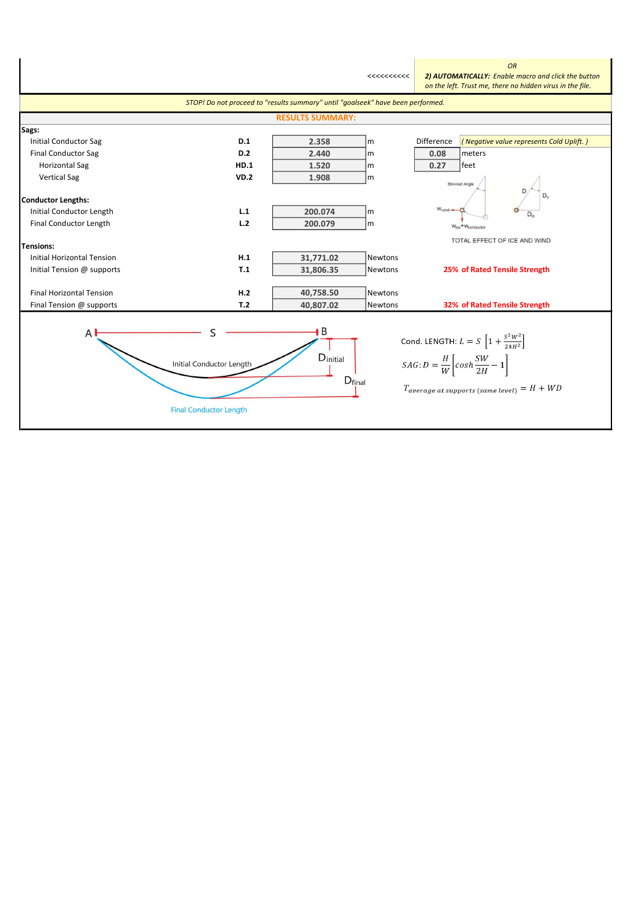<<<<<<<<<<

OR

*2) AUTOMATICALLY: Enable macro and click the button on the left. Trust me, there no hidden virus in the file.*

*STOP! Do not proceed to "results summary" until "goalseek" have been performed.*

## RESULTS SUMMARY:

| | | | | | |
|---|---|---|---|---|---|
| **Sags:** | | | | | |
| Initial Conductor Sag | **D.1** | **2.358** | m | Difference | *( Negative value represents Cold Uplift. )* |
| Final Conductor Sag | **D.2** | **2.440** | m | **0.08** | meters |
| Horizontal Sag | **HD.1** | **1.520** | m | **0.27** | feet |
| Vertical Sag | **VD.2** | **1.908** | m | | |
| **Conductor Lengths:** | | | | | |
| Initial Conductor Length | **L.1** | **200.074** | m | | |
| Final Conductor Length | **L.2** | **200.079** | m | | |
| **Tensions:** | | | | | |
| Initial Horizontal Tension | **H.1** | **31,771.02** | Newtons | | |
| Initial Tension @ supports | **T.1** | **31,806.35** | Newtons | **25% of Rated Tensile Strength** | |
| Final Horizontal Tension | **H.2** | **40,758.50** | Newtons | | |
| Final Tension @ supports | **T.2** | **40,807.02** | Newtons | **32% of Rated Tensile Strength** | |

Blowout Angle

$W_{wind}$

$W_{ice}+W_{conductor}$

D

$D_V$

$D_H$

TOTAL EFFECT OF ICE AND WIND

A

S

B

$D_{initial}$

$D_{final}$

Initial Conductor Length

Final Conductor Length

$$\text{Cond. LENGTH: } L = S\left[1 + \frac{S^2 W^2}{24H^2}\right]$$

$$SAG: D = \frac{H}{W}\left[\cosh\frac{SW}{2H} - 1\right]$$

$$T_{average\ at\ supports\ (same\ level)} = H + WD$$